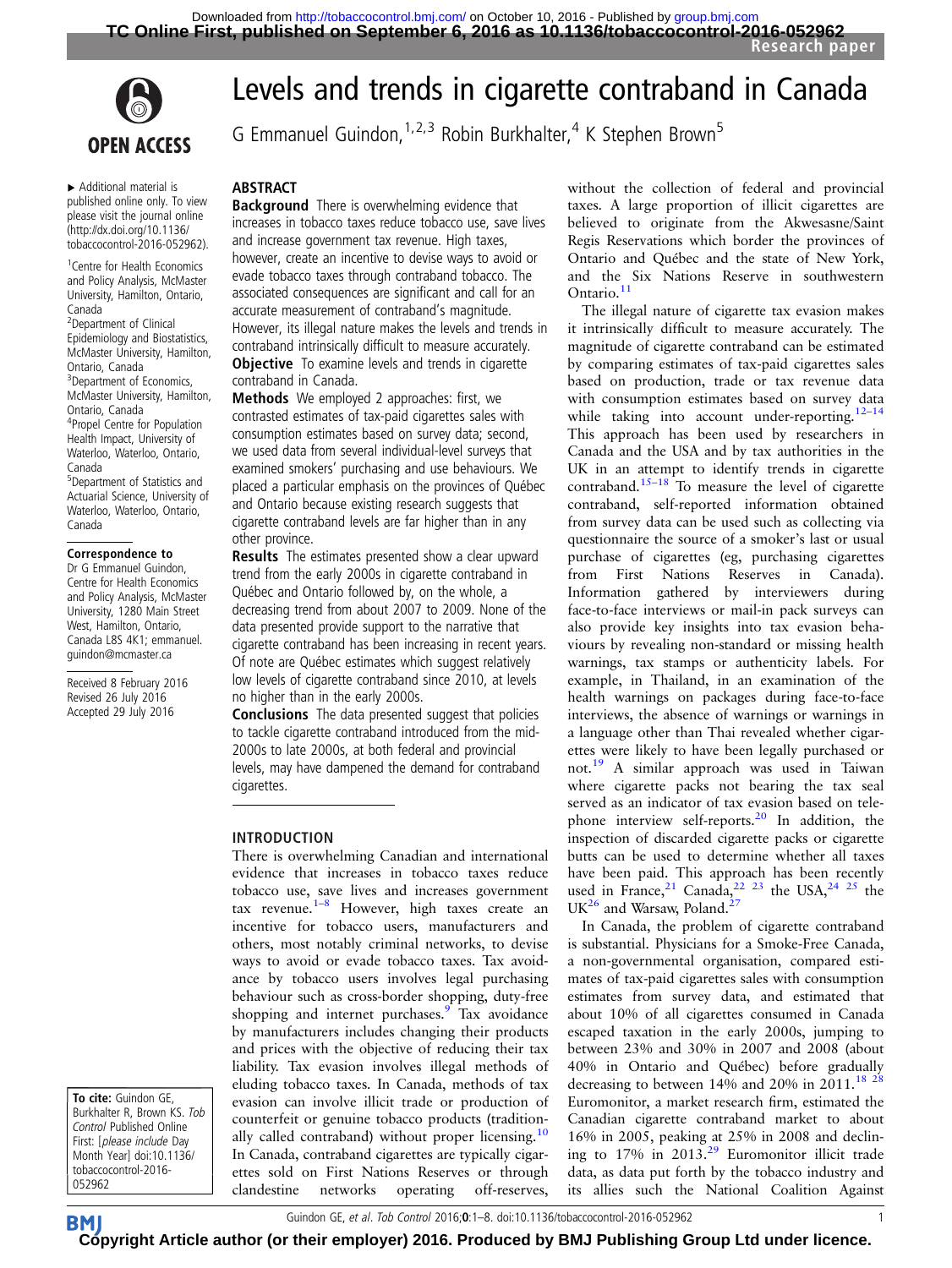# Levels and trends in cigarette contraband in Canada

G Emmanuel Guindon,[1,2,3] Robin Burkhalter,[4] K Stephen Brown[5]

▸ Additional material is published online only. To view please visit the journal online (http://dx.doi.org/10.1136/tobaccocontrol-2016-052962).

[1]Centre for Health Economics and Policy Analysis, McMaster University, Hamilton, Ontario, Canada
[2]Department of Clinical Epidemiology and Biostatistics, McMaster University, Hamilton, Ontario, Canada
[3]Department of Economics, McMaster University, Hamilton, Ontario, Canada
[4]Propel Centre for Population Health Impact, University of Waterloo, Waterloo, Ontario, Canada
[5]Department of Statistics and Actuarial Science, University of Waterloo, Waterloo, Ontario, Canada

**Correspondence to**
Dr G Emmanuel Guindon, Centre for Health Economics and Policy Analysis, McMaster University, 1280 Main Street West, Hamilton, Ontario, Canada L8S 4K1; emmanuel.guindon@mcmaster.ca

Received 8 February 2016
Revised 26 July 2016
Accepted 29 July 2016

## ABSTRACT

**Background** There is overwhelming evidence that increases in tobacco taxes reduce tobacco use, save lives and increase government tax revenue. High taxes, however, create an incentive to devise ways to avoid or evade tobacco taxes through contraband tobacco. The associated consequences are significant and call for an accurate measurement of contraband's magnitude. However, its illegal nature makes the levels and trends in contraband intrinsically difficult to measure accurately.

**Objective** To examine levels and trends in cigarette contraband in Canada.

**Methods** We employed 2 approaches: first, we contrasted estimates of tax-paid cigarettes sales with consumption estimates based on survey data; second, we used data from several individual-level surveys that examined smokers' purchasing and use behaviours. We placed a particular emphasis on the provinces of Québec and Ontario because existing research suggests that cigarette contraband levels are far higher than in any other province.

**Results** The estimates presented show a clear upward trend from the early 2000s in cigarette contraband in Québec and Ontario followed by, on the whole, a decreasing trend from about 2007 to 2009. None of the data presented provide support to the narrative that cigarette contraband has been increasing in recent years. Of note are Québec estimates which suggest relatively low levels of cigarette contraband since 2010, at levels no higher than in the early 2000s.

**Conclusions** The data presented suggest that policies to tackle cigarette contraband introduced from the mid-2000s to late 2000s, at both federal and provincial levels, may have dampened the demand for contraband cigarettes.

## INTRODUCTION

There is overwhelming Canadian and international evidence that increases in tobacco taxes reduce tobacco use, save lives and increases government tax revenue.[1–8] However, high taxes create an incentive for tobacco users, manufacturers and others, most notably criminal networks, to devise ways to avoid or evade tobacco taxes. Tax avoidance by tobacco users involves legal purchasing behaviour such as cross-border shopping, duty-free shopping and internet purchases.[9] Tax avoidance by manufacturers includes changing their products and prices with the objective of reducing their tax liability. Tax evasion involves illegal methods of eluding tobacco taxes. In Canada, methods of tax evasion can involve illicit trade or production of counterfeit or genuine tobacco products (traditionally called contraband) without proper licensing.[10] In Canada, contraband cigarettes are typically cigarettes sold on First Nations Reserves or through clandestine networks operating off-reserves, without the collection of federal and provincial taxes. A large proportion of illicit cigarettes are believed to originate from the Akwesasne/Saint Regis Reservations which border the provinces of Ontario and Québec and the state of New York, and the Six Nations Reserve in southwestern Ontario.[11]

The illegal nature of cigarette tax evasion makes it intrinsically difficult to measure accurately. The magnitude of cigarette contraband can be estimated by comparing estimates of tax-paid cigarettes sales based on production, trade or tax revenue data with consumption estimates based on survey data while taking into account under-reporting.[12–14] This approach has been used by researchers in Canada and the USA and by tax authorities in the UK in an attempt to identify trends in cigarette contraband.[15–18] To measure the level of cigarette contraband, self-reported information obtained from survey data can be used such as collecting via questionnaire the source of a smoker's last or usual purchase of cigarettes (eg, purchasing cigarettes from First Nations Reserves in Canada). Information gathered by interviewers during face-to-face interviews or mail-in pack surveys can also provide key insights into tax evasion behaviours by revealing non-standard or missing health warnings, tax stamps or authenticity labels. For example, in Thailand, in an examination of the health warnings on packages during face-to-face interviews, the absence of warnings or warnings in a language other than Thai revealed whether cigarettes were likely to have been legally purchased or not.[19] A similar approach was used in Taiwan where cigarette packs not bearing the tax seal served as an indicator of tax evasion based on telephone interview self-reports.[20] In addition, the inspection of discarded cigarette packs or cigarette butts can be used to determine whether all taxes have been paid. This approach has been recently used in France,[21] Canada,[22 23] the USA,[24 25] the UK[26] and Warsaw, Poland.[27]

In Canada, the problem of cigarette contraband is substantial. Physicians for a Smoke-Free Canada, a non-governmental organisation, compared estimates of tax-paid cigarettes sales with consumption estimates from survey data, and estimated that about 10% of all cigarettes consumed in Canada escaped taxation in the early 2000s, jumping to between 23% and 30% in 2007 and 2008 (about 40% in Ontario and Québec) before gradually decreasing to between 14% and 20% in 2011.[18 28] Euromonitor, a market research firm, estimated the Canadian cigarette contraband market to about 16% in 2005, peaking at 25% in 2008 and declining to 17% in 2013.[29] Euromonitor illicit trade data, as data put forth by the tobacco industry and its allies such the National Coalition Against

**To cite:** Guindon GE, Burkhalter R, Brown KS. *Tob Control* Published Online First: [*please include* Day Month Year] doi:10.1136/tobaccocontrol-2016-052962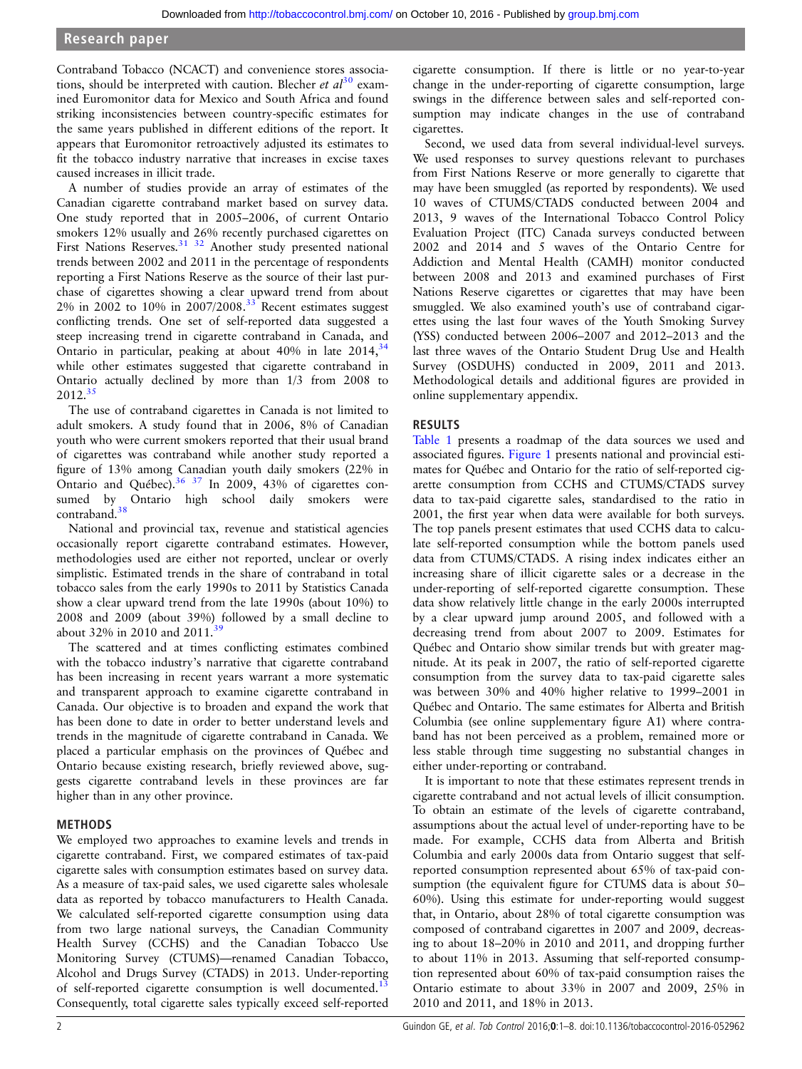Contraband Tobacco (NCACT) and convenience stores associations, should be interpreted with caution. Blecher *et al*[30] examined Euromonitor data for Mexico and South Africa and found striking inconsistencies between country-specific estimates for the same years published in different editions of the report. It appears that Euromonitor retroactively adjusted its estimates to fit the tobacco industry narrative that increases in excise taxes caused increases in illicit trade.

A number of studies provide an array of estimates of the Canadian cigarette contraband market based on survey data. One study reported that in 2005–2006, of current Ontario smokers 12% usually and 26% recently purchased cigarettes on First Nations Reserves.[31 32] Another study presented national trends between 2002 and 2011 in the percentage of respondents reporting a First Nations Reserve as the source of their last purchase of cigarettes showing a clear upward trend from about 2% in 2002 to 10% in 2007/2008.[33] Recent estimates suggest conflicting trends. One set of self-reported data suggested a steep increasing trend in cigarette contraband in Canada, and Ontario in particular, peaking at about 40% in late 2014,[34] while other estimates suggested that cigarette contraband in Ontario actually declined by more than 1/3 from 2008 to 2012.[35]

The use of contraband cigarettes in Canada is not limited to adult smokers. A study found that in 2006, 8% of Canadian youth who were current smokers reported that their usual brand of cigarettes was contraband while another study reported a figure of 13% among Canadian youth daily smokers (22% in Ontario and Québec).[36 37] In 2009, 43% of cigarettes consumed by Ontario high school daily smokers were contraband.[38]

National and provincial tax, revenue and statistical agencies occasionally report cigarette contraband estimates. However, methodologies used are either not reported, unclear or overly simplistic. Estimated trends in the share of contraband in total tobacco sales from the early 1990s to 2011 by Statistics Canada show a clear upward trend from the late 1990s (about 10%) to 2008 and 2009 (about 39%) followed by a small decline to about 32% in 2010 and 2011.[39]

The scattered and at times conflicting estimates combined with the tobacco industry's narrative that cigarette contraband has been increasing in recent years warrant a more systematic and transparent approach to examine cigarette contraband in Canada. Our objective is to broaden and expand the work that has been done to date in order to better understand levels and trends in the magnitude of cigarette contraband in Canada. We placed a particular emphasis on the provinces of Québec and Ontario because existing research, briefly reviewed above, suggests cigarette contraband levels in these provinces are far higher than in any other province.

## METHODS

We employed two approaches to examine levels and trends in cigarette contraband. First, we compared estimates of tax-paid cigarette sales with consumption estimates based on survey data. As a measure of tax-paid sales, we used cigarette sales wholesale data as reported by tobacco manufacturers to Health Canada. We calculated self-reported cigarette consumption using data from two large national surveys, the Canadian Community Health Survey (CCHS) and the Canadian Tobacco Use Monitoring Survey (CTUMS)—renamed Canadian Tobacco, Alcohol and Drugs Survey (CTADS) in 2013. Under-reporting of self-reported cigarette consumption is well documented.[13] Consequently, total cigarette sales typically exceed self-reported cigarette consumption. If there is little or no year-to-year change in the under-reporting of cigarette consumption, large swings in the difference between sales and self-reported consumption may indicate changes in the use of contraband cigarettes.

Second, we used data from several individual-level surveys. We used responses to survey questions relevant to purchases from First Nations Reserve or more generally to cigarette that may have been smuggled (as reported by respondents). We used 10 waves of CTUMS/CTADS conducted between 2004 and 2013, 9 waves of the International Tobacco Control Policy Evaluation Project (ITC) Canada surveys conducted between 2002 and 2014 and 5 waves of the Ontario Centre for Addiction and Mental Health (CAMH) monitor conducted between 2008 and 2013 and examined purchases of First Nations Reserve cigarettes or cigarettes that may have been smuggled. We also examined youth's use of contraband cigarettes using the last four waves of the Youth Smoking Survey (YSS) conducted between 2006–2007 and 2012–2013 and the last three waves of the Ontario Student Drug Use and Health Survey (OSDUHS) conducted in 2009, 2011 and 2013. Methodological details and additional figures are provided in online supplementary appendix.

## RESULTS

Table 1 presents a roadmap of the data sources we used and associated figures. Figure 1 presents national and provincial estimates for Québec and Ontario for the ratio of self-reported cigarette consumption from CCHS and CTUMS/CTADS survey data to tax-paid cigarette sales, standardised to the ratio in 2001, the first year when data were available for both surveys. The top panels present estimates that used CCHS data to calculate self-reported consumption while the bottom panels used data from CTUMS/CTADS. A rising index indicates either an increasing share of illicit cigarette sales or a decrease in the under-reporting of self-reported cigarette consumption. These data show relatively little change in the early 2000s interrupted by a clear upward jump around 2005, and followed with a decreasing trend from about 2007 to 2009. Estimates for Québec and Ontario show similar trends but with greater magnitude. At its peak in 2007, the ratio of self-reported cigarette consumption from the survey data to tax-paid cigarette sales was between 30% and 40% higher relative to 1999–2001 in Québec and Ontario. The same estimates for Alberta and British Columbia (see online supplementary figure A1) where contraband has not been perceived as a problem, remained more or less stable through time suggesting no substantial changes in either under-reporting or contraband.

It is important to note that these estimates represent trends in cigarette contraband and not actual levels of illicit consumption. To obtain an estimate of the levels of cigarette contraband, assumptions about the actual level of under-reporting have to be made. For example, CCHS data from Alberta and British Columbia and early 2000s data from Ontario suggest that self-reported consumption represented about 65% of tax-paid consumption (the equivalent figure for CTUMS data is about 50–60%). Using this estimate for under-reporting would suggest that, in Ontario, about 28% of total cigarette consumption was composed of contraband cigarettes in 2007 and 2009, decreasing to about 18–20% in 2010 and 2011, and dropping further to about 11% in 2013. Assuming that self-reported consumption represented about 60% of tax-paid consumption raises the Ontario estimate to about 33% in 2007 and 2009, 25% in 2010 and 2011, and 18% in 2013.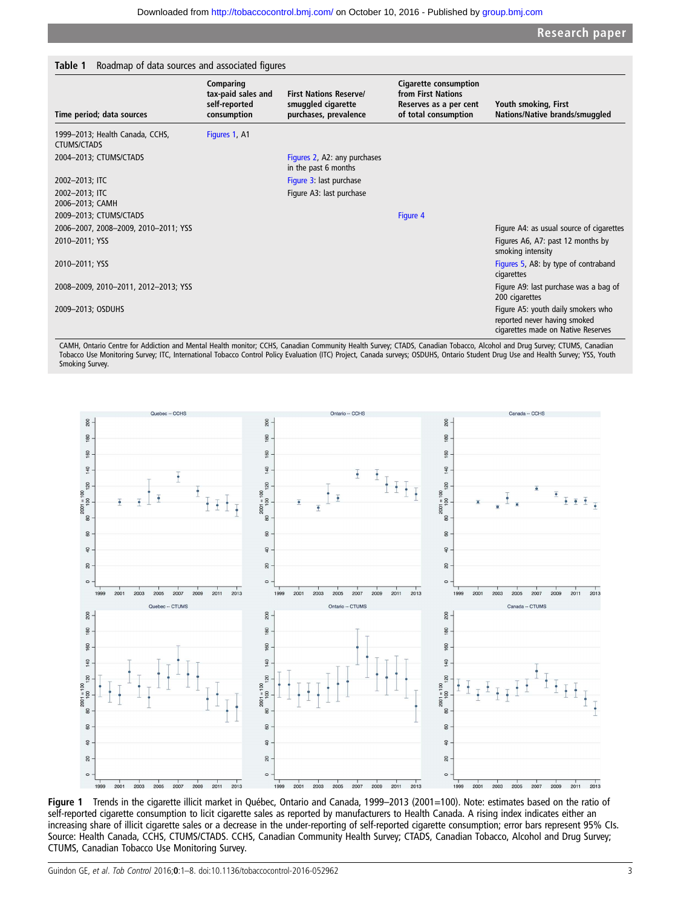**Table 1** Roadmap of data sources and associated figures

| Time period; data sources | Comparing tax-paid sales and self-reported consumption | First Nations Reserve/smuggled cigarette purchases, prevalence | Cigarette consumption from First Nations Reserves as a per cent of total consumption | Youth smoking, First Nations/Native brands/smuggled |
|---|---|---|---|---|
| 1999–2013; Health Canada, CCHS, CTUMS/CTADS | Figures 1, A1 | | | |
| 2004–2013; CTUMS/CTADS | | Figures 2, A2: any purchases in the past 6 months | | |
| 2002–2013; ITC | | Figure 3: last purchase | | |
| 2002–2013; ITC<br>2006–2013; CAMH | | Figure A3: last purchase | | |
| 2009–2013; CTUMS/CTADS | | | Figure 4 | |
| 2006–2007, 2008–2009, 2010–2011; YSS | | | | Figure A4: as usual source of cigarettes |
| 2010–2011; YSS | | | | Figures A6, A7: past 12 months by smoking intensity |
| 2010–2011; YSS | | | | Figures 5, A8: by type of contraband cigarettes |
| 2008–2009, 2010–2011, 2012–2013; YSS | | | | Figure A9: last purchase was a bag of 200 cigarettes |
| 2009–2013; OSDUHS | | | | Figure A5: youth daily smokers who reported never having smoked cigarettes made on Native Reserves |

CAMH, Ontario Centre for Addiction and Mental Health monitor; CCHS, Canadian Community Health Survey; CTADS, Canadian Tobacco, Alcohol and Drug Survey; CTUMS, Canadian Tobacco Use Monitoring Survey; ITC, International Tobacco Control Policy Evaluation (ITC) Project, Canada surveys; OSDUHS, Ontario Student Drug Use and Health Survey; YSS, Youth Smoking Survey.

**Figure 1** Trends in the cigarette illicit market in Québec, Ontario and Canada, 1999–2013 (2001=100). Note: estimates based on the ratio of self-reported cigarette consumption to licit cigarette sales as reported by manufacturers to Health Canada. A rising index indicates either an increasing share of illicit cigarette sales or a decrease in the under-reporting of self-reported cigarette consumption; error bars represent 95% CIs. Source: Health Canada, CCHS, CTUMS/CTADS. CCHS, Canadian Community Health Survey; CTADS, Canadian Tobacco, Alcohol and Drug Survey; CTUMS, Canadian Tobacco Use Monitoring Survey.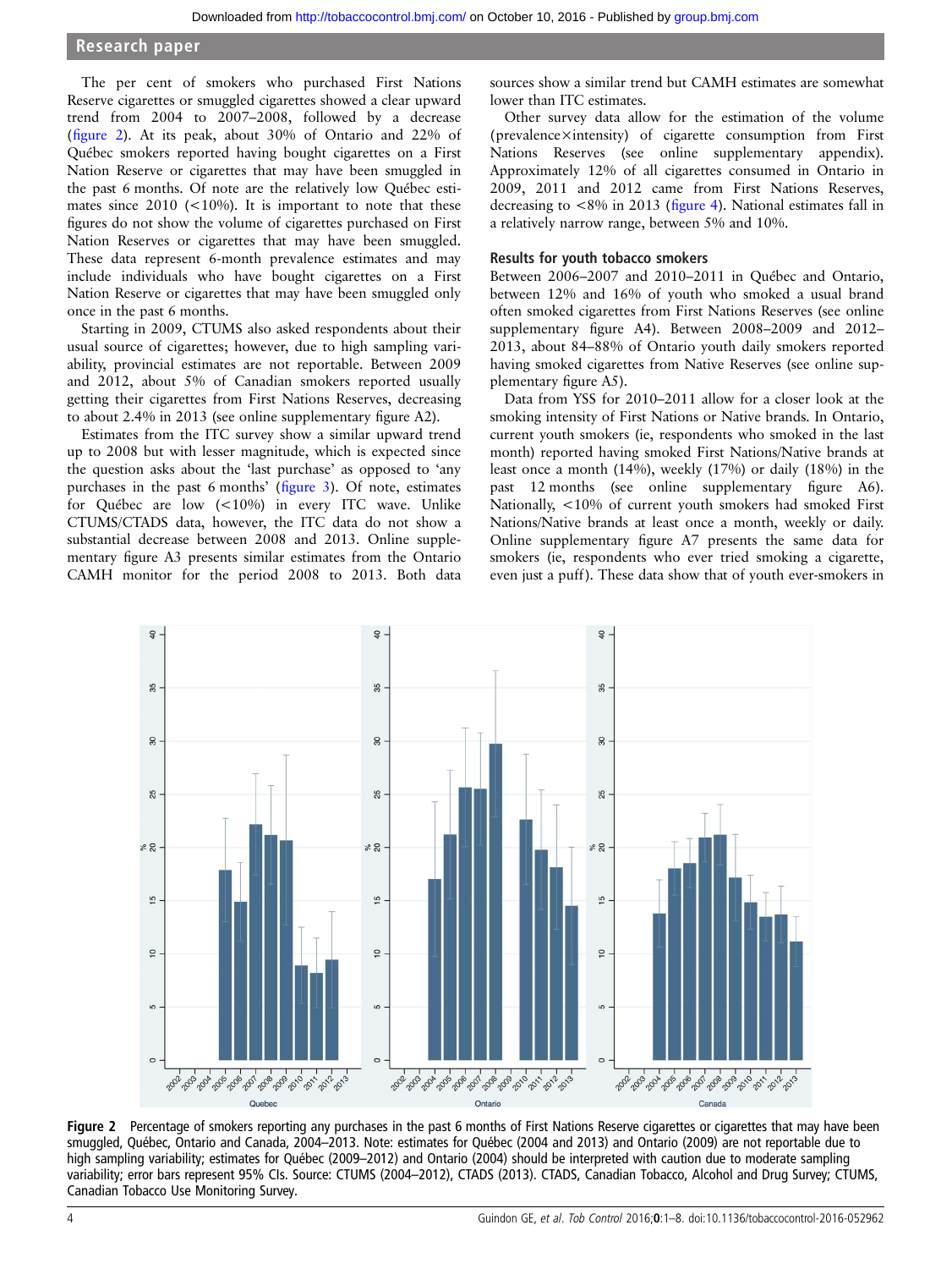The per cent of smokers who purchased First Nations Reserve cigarettes or smuggled cigarettes showed a clear upward trend from 2004 to 2007–2008, followed by a decrease (figure 2). At its peak, about 30% of Ontario and 22% of Québec smokers reported having bought cigarettes on a First Nation Reserve or cigarettes that may have been smuggled in the past 6 months. Of note are the relatively low Québec estimates since 2010 (<10%). It is important to note that these figures do not show the volume of cigarettes purchased on First Nation Reserves or cigarettes that may have been smuggled. These data represent 6-month prevalence estimates and may include individuals who have bought cigarettes on a First Nation Reserve or cigarettes that may have been smuggled only once in the past 6 months.

Starting in 2009, CTUMS also asked respondents about their usual source of cigarettes; however, due to high sampling variability, provincial estimates are not reportable. Between 2009 and 2012, about 5% of Canadian smokers reported usually getting their cigarettes from First Nations Reserves, decreasing to about 2.4% in 2013 (see online supplementary figure A2).

Estimates from the ITC survey show a similar upward trend up to 2008 but with lesser magnitude, which is expected since the question asks about the 'last purchase' as opposed to 'any purchases in the past 6 months' (figure 3). Of note, estimates for Québec are low (<10%) in every ITC wave. Unlike CTUMS/CTADS data, however, the ITC data do not show a substantial decrease between 2008 and 2013. Online supplementary figure A3 presents similar estimates from the Ontario CAMH monitor for the period 2008 to 2013. Both data sources show a similar trend but CAMH estimates are somewhat lower than ITC estimates.

Other survey data allow for the estimation of the volume (prevalence×intensity) of cigarette consumption from First Nations Reserves (see online supplementary appendix). Approximately 12% of all cigarettes consumed in Ontario in 2009, 2011 and 2012 came from First Nations Reserves, decreasing to <8% in 2013 (figure 4). National estimates fall in a relatively narrow range, between 5% and 10%.

### Results for youth tobacco smokers

Between 2006–2007 and 2010–2011 in Québec and Ontario, between 12% and 16% of youth who smoked a usual brand often smoked cigarettes from First Nations Reserves (see online supplementary figure A4). Between 2008–2009 and 2012–2013, about 84–88% of Ontario youth daily smokers reported having smoked cigarettes from Native Reserves (see online supplementary figure A5).

Data from YSS for 2010–2011 allow for a closer look at the smoking intensity of First Nations or Native brands. In Ontario, current youth smokers (ie, respondents who smoked in the last month) reported having smoked First Nations/Native brands at least once a month (14%), weekly (17%) or daily (18%) in the past 12 months (see online supplementary figure A6). Nationally, <10% of current youth smokers had smoked First Nations/Native brands at least once a month, weekly or daily. Online supplementary figure A7 presents the same data for smokers (ie, respondents who ever tried smoking a cigarette, even just a puff). These data show that of youth ever-smokers in

**Figure 2** Percentage of smokers reporting any purchases in the past 6 months of First Nations Reserve cigarettes or cigarettes that may have been smuggled, Québec, Ontario and Canada, 2004–2013. Note: estimates for Québec (2004 and 2013) and Ontario (2009) are not reportable due to high sampling variability; estimates for Québec (2009–2012) and Ontario (2004) should be interpreted with caution due to moderate sampling variability; error bars represent 95% CIs. Source: CTUMS (2004–2012), CTADS (2013). CTADS, Canadian Tobacco, Alcohol and Drug Survey; CTUMS, Canadian Tobacco Use Monitoring Survey.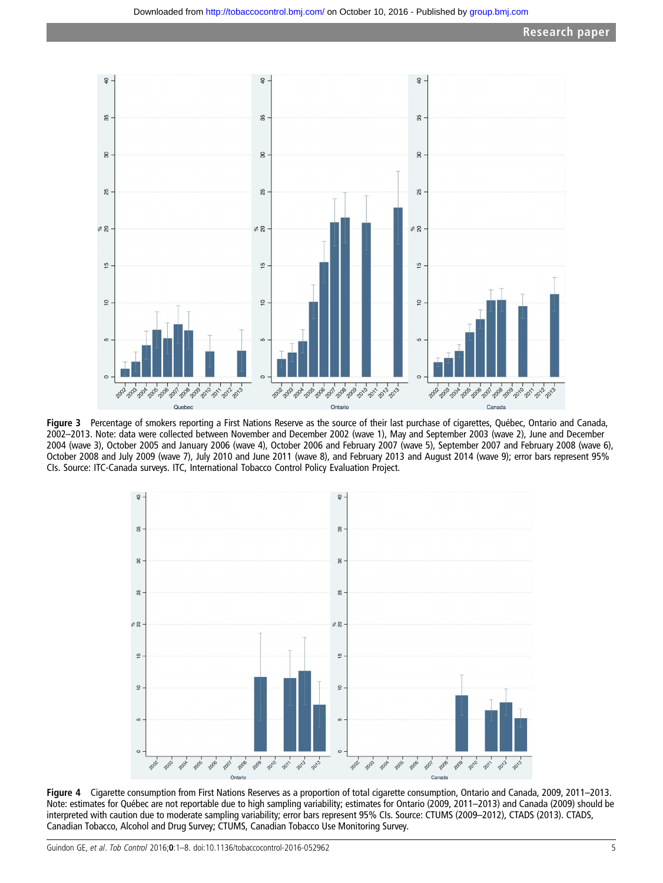**Figure 3** Percentage of smokers reporting a First Nations Reserve as the source of their last purchase of cigarettes, Québec, Ontario and Canada, 2002–2013. Note: data were collected between November and December 2002 (wave 1), May and September 2003 (wave 2), June and December 2004 (wave 3), October 2005 and January 2006 (wave 4), October 2006 and February 2007 (wave 5), September 2007 and February 2008 (wave 6), October 2008 and July 2009 (wave 7), July 2010 and June 2011 (wave 8), and February 2013 and August 2014 (wave 9); error bars represent 95% CIs. Source: ITC-Canada surveys. ITC, International Tobacco Control Policy Evaluation Project.

**Figure 4** Cigarette consumption from First Nations Reserves as a proportion of total cigarette consumption, Ontario and Canada, 2009, 2011–2013. Note: estimates for Québec are not reportable due to high sampling variability; estimates for Ontario (2009, 2011–2013) and Canada (2009) should be interpreted with caution due to moderate sampling variability; error bars represent 95% CIs. Source: CTUMS (2009–2012), CTADS (2013). CTADS, Canadian Tobacco, Alcohol and Drug Survey; CTUMS, Canadian Tobacco Use Monitoring Survey.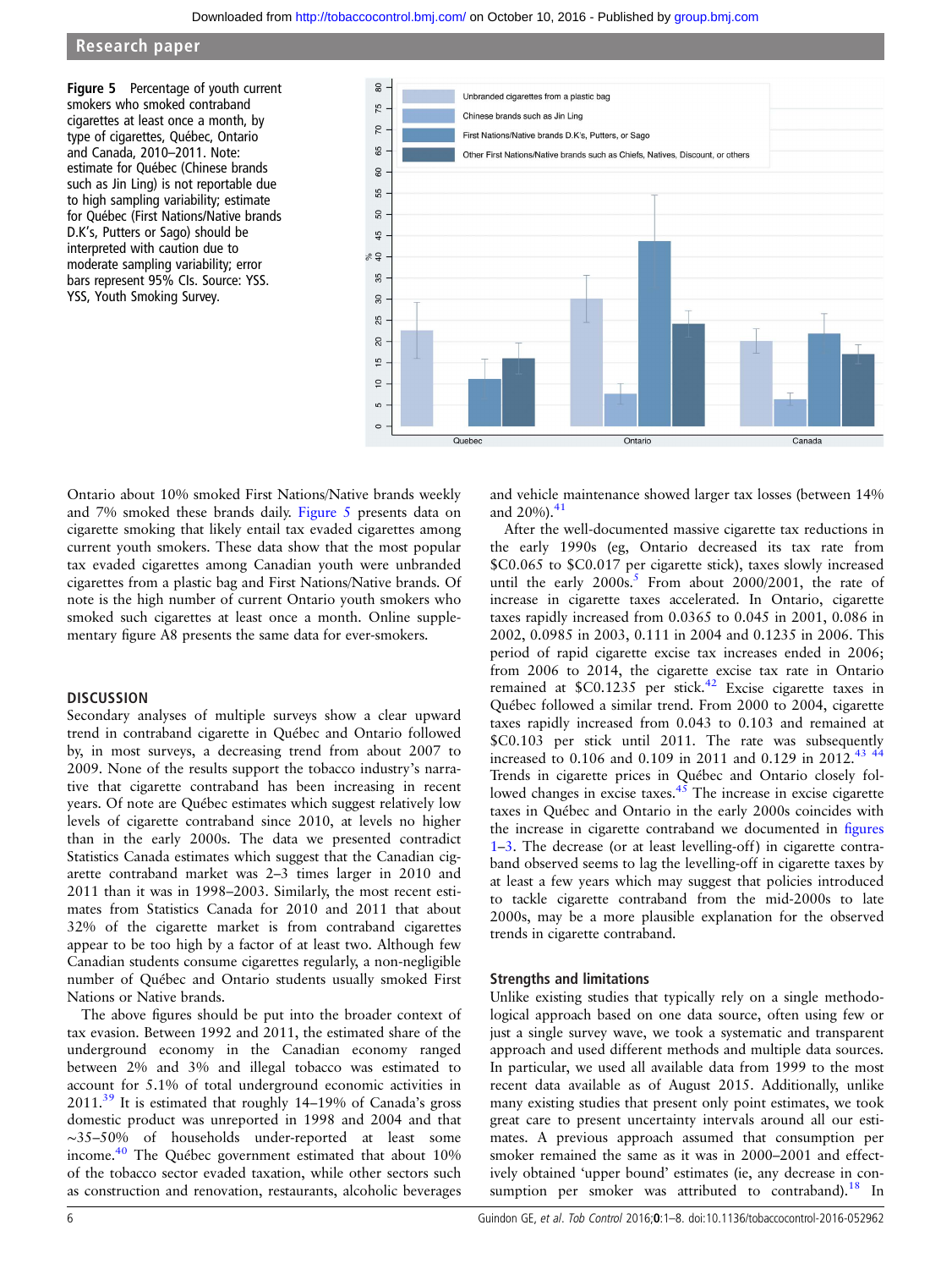Figure 5 Percentage of youth current smokers who smoked contraband cigarettes at least once a month, by type of cigarettes, Québec, Ontario and Canada, 2010–2011. Note: estimate for Québec (Chinese brands such as Jin Ling) is not reportable due to high sampling variability; estimate for Québec (First Nations/Native brands D.K's, Putters or Sago) should be interpreted with caution due to moderate sampling variability; error bars represent 95% CIs. Source: YSS. YSS, Youth Smoking Survey.

Ontario about 10% smoked First Nations/Native brands weekly and 7% smoked these brands daily. Figure 5 presents data on cigarette smoking that likely entail tax evaded cigarettes among current youth smokers. These data show that the most popular tax evaded cigarettes among Canadian youth were unbranded cigarettes from a plastic bag and First Nations/Native brands. Of note is the high number of current Ontario youth smokers who smoked such cigarettes at least once a month. Online supplementary figure A8 presents the same data for ever-smokers.

## DISCUSSION

Secondary analyses of multiple surveys show a clear upward trend in contraband cigarette in Québec and Ontario followed by, in most surveys, a decreasing trend from about 2007 to 2009. None of the results support the tobacco industry's narrative that cigarette contraband has been increasing in recent years. Of note are Québec estimates which suggest relatively low levels of cigarette contraband since 2010, at levels no higher than in the early 2000s. The data we presented contradict Statistics Canada estimates which suggest that the Canadian cigarette contraband market was 2–3 times larger in 2010 and 2011 than it was in 1998–2003. Similarly, the most recent estimates from Statistics Canada for 2010 and 2011 that about 32% of the cigarette market is from contraband cigarettes appear to be too high by a factor of at least two. Although few Canadian students consume cigarettes regularly, a non-negligible number of Québec and Ontario students usually smoked First Nations or Native brands.

The above figures should be put into the broader context of tax evasion. Between 1992 and 2011, the estimated share of the underground economy in the Canadian economy ranged between 2% and 3% and illegal tobacco was estimated to account for 5.1% of total underground economic activities in 2011.[39] It is estimated that roughly 14–19% of Canada's gross domestic product was unreported in 1998 and 2004 and that ~35–50% of households under-reported at least some income.[40] The Québec government estimated that about 10% of the tobacco sector evaded taxation, while other sectors such as construction and renovation, restaurants, alcoholic beverages and vehicle maintenance showed larger tax losses (between 14% and 20%).[41]

After the well-documented massive cigarette tax reductions in the early 1990s (eg, Ontario decreased its tax rate from \$C0.065 to \$C0.017 per cigarette stick), taxes slowly increased until the early 2000s.[5] From about 2000/2001, the rate of increase in cigarette taxes accelerated. In Ontario, cigarette taxes rapidly increased from 0.0365 to 0.045 in 2001, 0.086 in 2002, 0.0985 in 2003, 0.111 in 2004 and 0.1235 in 2006. This period of rapid cigarette excise tax increases ended in 2006; from 2006 to 2014, the cigarette excise tax rate in Ontario remained at \$C0.1235 per stick.[42] Excise cigarette taxes in Québec followed a similar trend. From 2000 to 2004, cigarette taxes rapidly increased from 0.043 to 0.103 and remained at \$C0.103 per stick until 2011. The rate was subsequently increased to 0.106 and 0.109 in 2011 and 0.129 in 2012.[43,44] Trends in cigarette prices in Québec and Ontario closely followed changes in excise taxes.[45] The increase in excise cigarette taxes in Québec and Ontario in the early 2000s coincides with the increase in cigarette contraband we documented in figures 1–3. The decrease (or at least levelling-off) in cigarette contraband observed seems to lag the levelling-off in cigarette taxes by at least a few years which may suggest that policies introduced to tackle cigarette contraband from the mid-2000s to late 2000s, may be a more plausible explanation for the observed trends in cigarette contraband.

### Strengths and limitations

Unlike existing studies that typically rely on a single methodological approach based on one data source, often using few or just a single survey wave, we took a systematic and transparent approach and used different methods and multiple data sources. In particular, we used all available data from 1999 to the most recent data available as of August 2015. Additionally, unlike many existing studies that present only point estimates, we took great care to present uncertainty intervals around all our estimates. A previous approach assumed that consumption per smoker remained the same as it was in 2000–2001 and effectively obtained 'upper bound' estimates (ie, any decrease in consumption per smoker was attributed to contraband).[18] In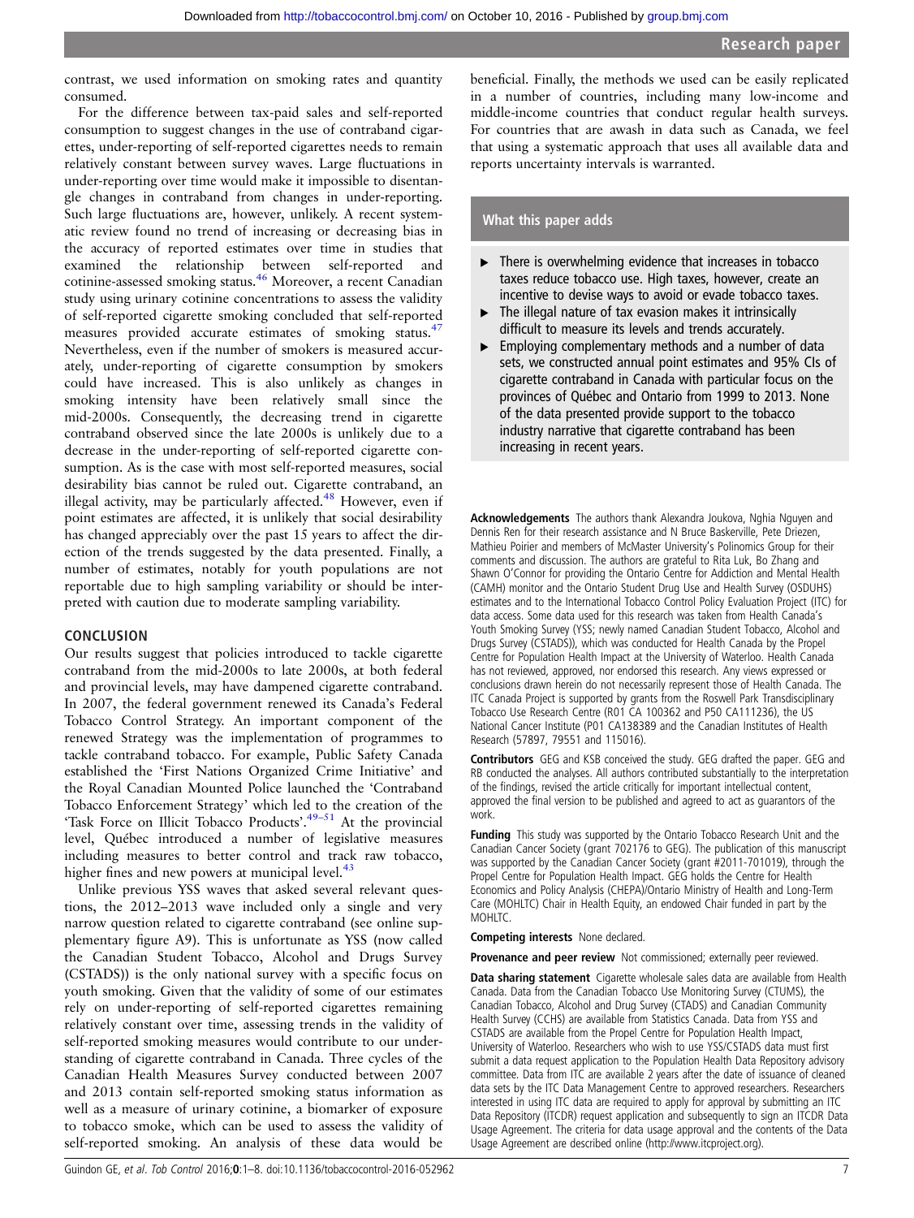contrast, we used information on smoking rates and quantity consumed.

For the difference between tax-paid sales and self-reported consumption to suggest changes in the use of contraband cigarettes, under-reporting of self-reported cigarettes needs to remain relatively constant between survey waves. Large fluctuations in under-reporting over time would make it impossible to disentangle changes in contraband from changes in under-reporting. Such large fluctuations are, however, unlikely. A recent systematic review found no trend of increasing or decreasing bias in the accuracy of reported estimates over time in studies that examined the relationship between self-reported and cotinine-assessed smoking status.[46] Moreover, a recent Canadian study using urinary cotinine concentrations to assess the validity of self-reported cigarette smoking concluded that self-reported measures provided accurate estimates of smoking status.[47] Nevertheless, even if the number of smokers is measured accurately, under-reporting of cigarette consumption by smokers could have increased. This is also unlikely as changes in smoking intensity have been relatively small since the mid-2000s. Consequently, the decreasing trend in cigarette contraband observed since the late 2000s is unlikely due to a decrease in the under-reporting of self-reported cigarette consumption. As is the case with most self-reported measures, social desirability bias cannot be ruled out. Cigarette contraband, an illegal activity, may be particularly affected.[48] However, even if point estimates are affected, it is unlikely that social desirability has changed appreciably over the past 15 years to affect the direction of the trends suggested by the data presented. Finally, a number of estimates, notably for youth populations are not reportable due to high sampling variability or should be interpreted with caution due to moderate sampling variability.

## CONCLUSION

Our results suggest that policies introduced to tackle cigarette contraband from the mid-2000s to late 2000s, at both federal and provincial levels, may have dampened cigarette contraband. In 2007, the federal government renewed its Canada's Federal Tobacco Control Strategy. An important component of the renewed Strategy was the implementation of programmes to tackle contraband tobacco. For example, Public Safety Canada established the 'First Nations Organized Crime Initiative' and the Royal Canadian Mounted Police launched the 'Contraband Tobacco Enforcement Strategy' which led to the creation of the 'Task Force on Illicit Tobacco Products'.[49–51] At the provincial level, Québec introduced a number of legislative measures including measures to better control and track raw tobacco, higher fines and new powers at municipal level.[43]

Unlike previous YSS waves that asked several relevant questions, the 2012–2013 wave included only a single and very narrow question related to cigarette contraband (see online supplementary figure A9). This is unfortunate as YSS (now called the Canadian Student Tobacco, Alcohol and Drugs Survey (CSTADS)) is the only national survey with a specific focus on youth smoking. Given that the validity of some of our estimates rely on under-reporting of self-reported cigarettes remaining relatively constant over time, assessing trends in the validity of self-reported smoking measures would contribute to our understanding of cigarette contraband in Canada. Three cycles of the Canadian Health Measures Survey conducted between 2007 and 2013 contain self-reported smoking status information as well as a measure of urinary cotinine, a biomarker of exposure to tobacco smoke, which can be used to assess the validity of self-reported smoking. An analysis of these data would be beneficial. Finally, the methods we used can be easily replicated in a number of countries, including many low-income and middle-income countries that conduct regular health surveys. For countries that are awash in data such as Canada, we feel that using a systematic approach that uses all available data and reports uncertainty intervals is warranted.

### What this paper adds

- There is overwhelming evidence that increases in tobacco taxes reduce tobacco use. High taxes, however, create an incentive to devise ways to avoid or evade tobacco taxes.
- The illegal nature of tax evasion makes it intrinsically difficult to measure its levels and trends accurately.
- Employing complementary methods and a number of data sets, we constructed annual point estimates and 95% CIs of cigarette contraband in Canada with particular focus on the provinces of Québec and Ontario from 1999 to 2013. None of the data presented provide support to the tobacco industry narrative that cigarette contraband has been increasing in recent years.

**Acknowledgements** The authors thank Alexandra Joukova, Nghia Nguyen and Dennis Ren for their research assistance and N Bruce Baskerville, Pete Driezen, Mathieu Poirier and members of McMaster University's Polinomics Group for their comments and discussion. The authors are grateful to Rita Luk, Bo Zhang and Shawn O'Connor for providing the Ontario Centre for Addiction and Mental Health (CAMH) monitor and the Ontario Student Drug Use and Health Survey (OSDUHS) estimates and to the International Tobacco Control Policy Evaluation Project (ITC) for data access. Some data used for this research was taken from Health Canada's Youth Smoking Survey (YSS; newly named Canadian Student Tobacco, Alcohol and Drugs Survey (CSTADS)), which was conducted for Health Canada by the Propel Centre for Population Health Impact at the University of Waterloo. Health Canada has not reviewed, approved, nor endorsed this research. Any views expressed or conclusions drawn herein do not necessarily represent those of Health Canada. The ITC Canada Project is supported by grants from the Roswell Park Transdisciplinary Tobacco Use Research Centre (R01 CA 100362 and P50 CA111236), the US National Cancer Institute (P01 CA138389 and the Canadian Institutes of Health Research (57897, 79551 and 115016).

**Contributors** GEG and KSB conceived the study. GEG drafted the paper. GEG and RB conducted the analyses. All authors contributed substantially to the interpretation of the findings, revised the article critically for important intellectual content, approved the final version to be published and agreed to act as guarantors of the work.

**Funding** This study was supported by the Ontario Tobacco Research Unit and the Canadian Cancer Society (grant 702176 to GEG). The publication of this manuscript was supported by the Canadian Cancer Society (grant #2011-701019), through the Propel Centre for Population Health Impact. GEG holds the Centre for Health Economics and Policy Analysis (CHEPA)/Ontario Ministry of Health and Long-Term Care (MOHLTC) Chair in Health Equity, an endowed Chair funded in part by the MOHLTC.

**Competing interests** None declared.

**Provenance and peer review** Not commissioned; externally peer reviewed.

**Data sharing statement** Cigarette wholesale sales data are available from Health Canada. Data from the Canadian Tobacco Use Monitoring Survey (CTUMS), the Canadian Tobacco, Alcohol and Drug Survey (CTADS) and Canadian Community Health Survey (CCHS) are available from Statistics Canada. Data from YSS and CSTADS are available from the Propel Centre for Population Health Impact, University of Waterloo. Researchers who wish to use YSS/CSTADS data must first submit a data request application to the Population Health Data Repository advisory committee. Data from ITC are available 2 years after the date of issuance of cleaned data sets by the ITC Data Management Centre to approved researchers. Researchers interested in using ITC data are required to apply for approval by submitting an ITC Data Repository (ITCDR) request application and subsequently to sign an ITCDR Data Usage Agreement. The criteria for data usage approval and the contents of the Data Usage Agreement are described online (http://www.itcproject.org).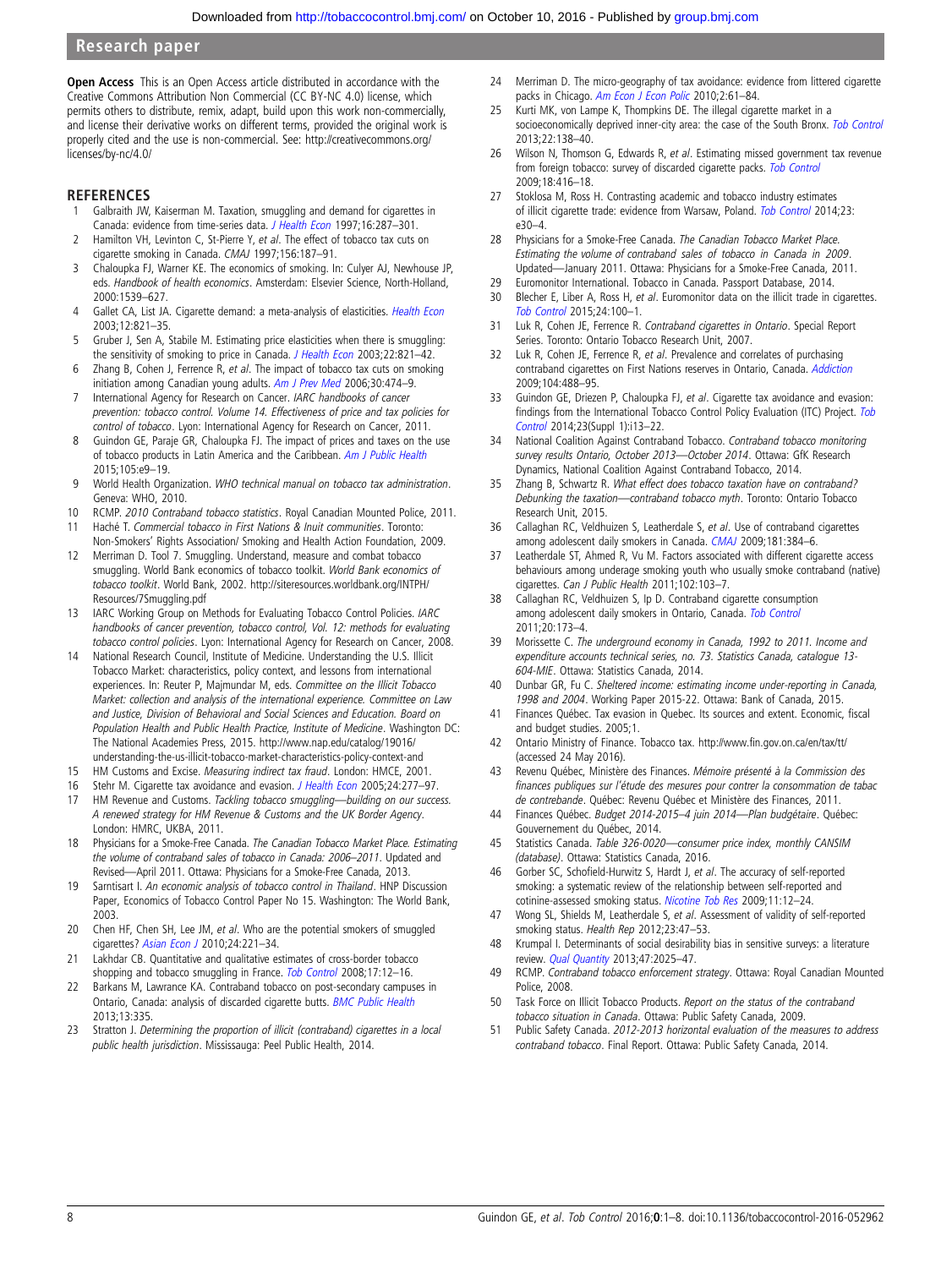**Open Access** This is an Open Access article distributed in accordance with the Creative Commons Attribution Non Commercial (CC BY-NC 4.0) license, which permits others to distribute, remix, adapt, build upon this work non-commercially, and license their derivative works on different terms, provided the original work is properly cited and the use is non-commercial. See: http://creativecommons.org/licenses/by-nc/4.0/

## REFERENCES

1. Galbraith JW, Kaiserman M. Taxation, smuggling and demand for cigarettes in Canada: evidence from time-series data. *J Health Econ* 1997;16:287–301.
2. Hamilton VH, Levinton C, St-Pierre Y, *et al*. The effect of tobacco tax cuts on cigarette smoking in Canada. *CMAJ* 1997;156:187–91.
3. Chaloupka FJ, Warner KE. The economics of smoking. In: Culyer AJ, Newhouse JP, eds. *Handbook of health economics*. Amsterdam: Elsevier Science, North-Holland, 2000:1539–627.
4. Gallet CA, List JA. Cigarette demand: a meta-analysis of elasticities. *Health Econ* 2003;12:821–35.
5. Gruber J, Sen A, Stabile M. Estimating price elasticities when there is smuggling: the sensitivity of smoking to price in Canada. *J Health Econ* 2003;22:821–42.
6. Zhang B, Cohen J, Ferrence R, *et al*. The impact of tobacco tax cuts on smoking initiation among Canadian young adults. *Am J Prev Med* 2006;30:474–9.
7. International Agency for Research on Cancer. *IARC handbooks of cancer prevention: tobacco control. Volume 14. Effectiveness of price and tax policies for control of tobacco*. Lyon: International Agency for Research on Cancer, 2011.
8. Guindon GE, Paraje GR, Chaloupka FJ. The impact of prices and taxes on the use of tobacco products in Latin America and the Caribbean. *Am J Public Health* 2015;105:e9–19.
9. World Health Organization. *WHO technical manual on tobacco tax administration*. Geneva: WHO, 2010.
10. RCMP. *2010 Contraband tobacco statistics*. Royal Canadian Mounted Police, 2011.
11. Haché T. *Commercial tobacco in First Nations & Inuit communities*. Toronto: Non-Smokers' Rights Association/ Smoking and Health Action Foundation, 2009.
12. Merriman D. Tool 7. Smuggling. Understand, measure and combat tobacco smuggling. World Bank economics of tobacco toolkit. *World Bank economics of tobacco toolkit*. World Bank, 2002. http://siteresources.worldbank.org/INTPH/Resources/7Smuggling.pdf
13. IARC Working Group on Methods for Evaluating Tobacco Control Policies. *IARC handbooks of cancer prevention, tobacco control, Vol. 12: methods for evaluating tobacco control policies*. Lyon: International Agency for Research on Cancer, 2008.
14. National Research Council, Institute of Medicine. Understanding the U.S. Illicit Tobacco Market: characteristics, policy context, and lessons from international experiences. In: Reuter P, Majmundar M, eds. *Committee on the Illicit Tobacco Market: collection and analysis of the international experience. Committee on Law and Justice, Division of Behavioral and Social Sciences and Education. Board on Population Health and Public Health Practice, Institute of Medicine*. Washington DC: The National Academies Press, 2015. http://www.nap.edu/catalog/19016/understanding-the-us-illicit-tobacco-market-characteristics-policy-context-and
15. HM Customs and Excise. *Measuring indirect tax fraud*. London: HMCE, 2001.
16. Stehr M. Cigarette tax avoidance and evasion. *J Health Econ* 2005;24:277–97.
17. HM Revenue and Customs. *Tackling tobacco smuggling—building on our success. A renewed strategy for HM Revenue & Customs and the UK Border Agency*. London: HMRC, UKBA, 2011.
18. Physicians for a Smoke-Free Canada. *The Canadian Tobacco Market Place. Estimating the volume of contraband sales of tobacco in Canada: 2006–2011*. Updated and Revised—April 2011. Ottawa: Physicians for a Smoke-Free Canada, 2013.
19. Sarntisart I. *An economic analysis of tobacco control in Thailand*. HNP Discussion Paper, Economics of Tobacco Control Paper No 15. Washington: The World Bank, 2003.
20. Chen HF, Chen SH, Lee JM, *et al*. Who are the potential smokers of smuggled cigarettes? *Asian Econ J* 2010;24:221–34.
21. Lakhdar CB. Quantitative and qualitative estimates of cross-border tobacco shopping and tobacco smuggling in France. *Tob Control* 2008;17:12–16.
22. Barkans M, Lawrance KA. Contraband tobacco on post-secondary campuses in Ontario, Canada: analysis of discarded cigarette butts. *BMC Public Health* 2013;13:335.
23. Stratton J. *Determining the proportion of illicit (contraband) cigarettes in a local public health jurisdiction*. Mississauga: Peel Public Health, 2014.
24. Merriman D. The micro-geography of tax avoidance: evidence from littered cigarette packs in Chicago. *Am Econ J Econ Polic* 2010;2:61–84.
25. Kurti MK, von Lampe K, Thompkins DE. The illegal cigarette market in a socioeconomically deprived inner-city area: the case of the South Bronx. *Tob Control* 2013;22:138–40.
26. Wilson N, Thomson G, Edwards R, *et al*. Estimating missed government tax revenue from foreign tobacco: survey of discarded cigarette packs. *Tob Control* 2009;18:416–18.
27. Stoklosa M, Ross H. Contrasting academic and tobacco industry estimates of illicit cigarette trade: evidence from Warsaw, Poland. *Tob Control* 2014;23:e30–4.
28. Physicians for a Smoke-Free Canada. *The Canadian Tobacco Market Place. Estimating the volume of contraband sales of tobacco in Canada in 2009*. Updated—January 2011. Ottawa: Physicians for a Smoke-Free Canada, 2011.
29. Euromonitor International. Tobacco in Canada. Passport Database, 2014.
30. Blecher E, Liber A, Ross H, *et al*. Euromonitor data on the illicit trade in cigarettes. *Tob Control* 2015;24:100–1.
31. Luk R, Cohen JE, Ferrence R. *Contraband cigarettes in Ontario*. Special Report Series. Toronto: Ontario Tobacco Research Unit, 2007.
32. Luk R, Cohen JE, Ferrence R, *et al*. Prevalence and correlates of purchasing contraband cigarettes on First Nations reserves in Ontario, Canada. *Addiction* 2009;104:488–95.
33. Guindon GE, Driezen P, Chaloupka FJ, *et al*. Cigarette tax avoidance and evasion: findings from the International Tobacco Control Policy Evaluation (ITC) Project. *Tob Control* 2014;23(Suppl 1):i13–22.
34. National Coalition Against Contraband Tobacco. *Contraband tobacco monitoring survey results Ontario, October 2013—October 2014*. Ottawa: GfK Research Dynamics, National Coalition Against Contraband Tobacco, 2014.
35. Zhang B, Schwartz R. *What effect does tobacco taxation have on contraband? Debunking the taxation—contraband tobacco myth*. Toronto: Ontario Tobacco Research Unit, 2015.
36. Callaghan RC, Veldhuizen S, Leatherdale S, *et al*. Use of contraband cigarettes among adolescent daily smokers in Canada. *CMAJ* 2009;181:384–6.
37. Leatherdale ST, Ahmed R, Vu M. Factors associated with different cigarette access behaviours among underage smoking youth who usually smoke contraband (native) cigarettes. *Can J Public Health* 2011;102:103–7.
38. Callaghan RC, Veldhuizen S, Ip D. Contraband cigarette consumption among adolescent daily smokers in Ontario, Canada. *Tob Control* 2011;20:173–4.
39. Morissette C. *The underground economy in Canada, 1992 to 2011. Income and expenditure accounts technical series, no. 73. Statistics Canada, catalogue 13-604-MIE*. Ottawa: Statistics Canada, 2014.
40. Dunbar GR, Fu C. *Sheltered income: estimating income under-reporting in Canada, 1998 and 2004*. Working Paper 2015-22. Ottawa: Bank of Canada, 2015.
41. Finances Québec. Tax evasion in Quebec. Its sources and extent. Economic, fiscal and budget studies. 2005;1.
42. Ontario Ministry of Finance. Tobacco tax. http://www.fin.gov.on.ca/en/tax/tt/ (accessed 24 May 2016).
43. Revenu Québec, Ministère des Finances. *Mémoire présenté à la Commission des finances publiques sur l'étude des mesures pour contrer la consommation de tabac de contrebande*. Québec: Revenu Québec et Ministère des Finances, 2011.
44. Finances Québec. *Budget 2014-2015—4 juin 2014—Plan budgétaire*. Québec: Gouvernement du Québec, 2014.
45. Statistics Canada. *Table 326-0020—consumer price index, monthly CANSIM (database)*. Ottawa: Statistics Canada, 2016.
46. Gorber SC, Schofield-Hurwitz S, Hardt J, *et al*. The accuracy of self-reported smoking: a systematic review of the relationship between self-reported and cotinine-assessed smoking status. *Nicotine Tob Res* 2009;11:12–24.
47. Wong SL, Shields M, Leatherdale S, *et al*. Assessment of validity of self-reported smoking status. *Health Rep* 2012;23:47–53.
48. Krumpal I. Determinants of social desirability bias in sensitive surveys: a literature review. *Qual Quantity* 2013;47:2025–47.
49. RCMP. *Contraband tobacco enforcement strategy*. Ottawa: Royal Canadian Mounted Police, 2008.
50. Task Force on Illicit Tobacco Products. *Report on the status of the contraband tobacco situation in Canada*. Ottawa: Public Safety Canada, 2009.
51. Public Safety Canada. *2012-2013 horizontal evaluation of the measures to address contraband tobacco*. Final Report. Ottawa: Public Safety Canada, 2014.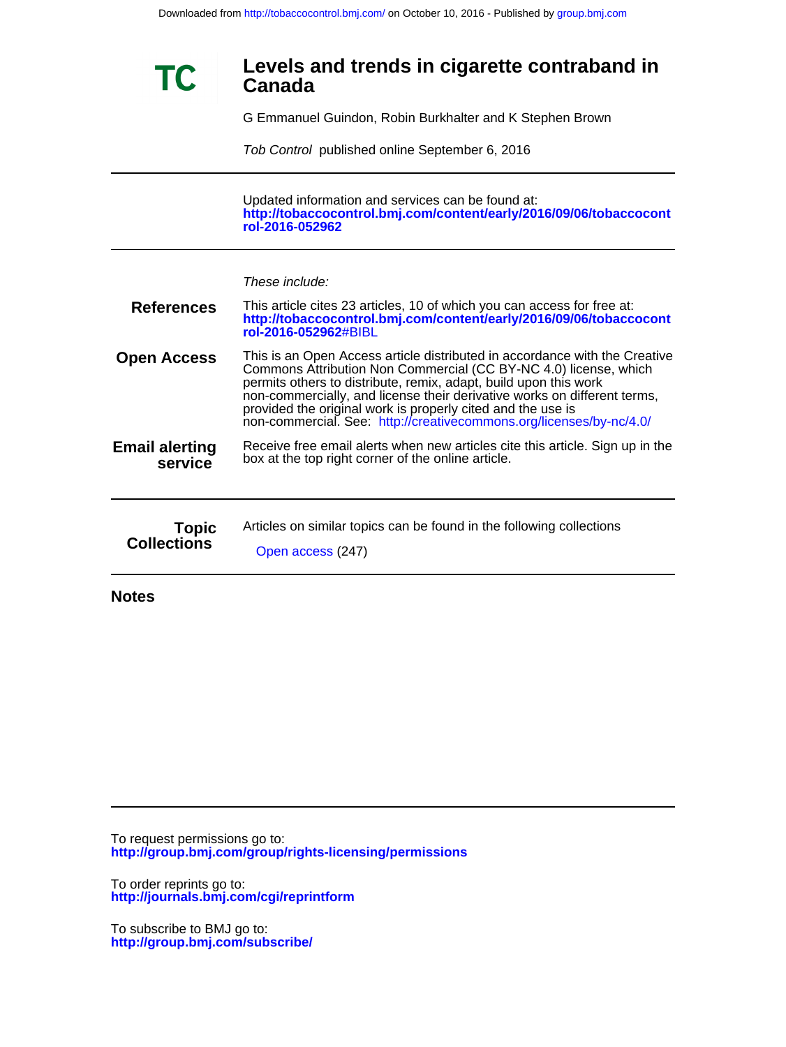Downloaded from http://tobaccocontrol.bmj.com/ on October 10, 2016 - Published by group.bmj.com

**TC**

# Levels and trends in cigarette contraband in Canada

G Emmanuel Guindon, Robin Burkhalter and K Stephen Brown

*Tob Control* published online September 6, 2016

Updated information and services can be found at:
**http://tobaccocontrol.bmj.com/content/early/2016/09/06/tobaccocontrol-2016-052962**

*These include:*

**References**

This article cites 23 articles, 10 of which you can access for free at:
**http://tobaccocontrol.bmj.com/content/early/2016/09/06/tobaccocontrol-2016-052962**#BIBL

**Open Access**

This is an Open Access article distributed in accordance with the Creative Commons Attribution Non Commercial (CC BY-NC 4.0) license, which permits others to distribute, remix, adapt, build upon this work non-commercially, and license their derivative works on different terms, provided the original work is properly cited and the use is non-commercial. See: http://creativecommons.org/licenses/by-nc/4.0/

**Email alerting service**

Receive free email alerts when new articles cite this article. Sign up in the box at the top right corner of the online article.

**Topic Collections**

Articles on similar topics can be found in the following collections

Open access (247)

## Notes

To request permissions go to:
**http://group.bmj.com/group/rights-licensing/permissions**

To order reprints go to:
**http://journals.bmj.com/cgi/reprintform**

To subscribe to BMJ go to:
**http://group.bmj.com/subscribe/**